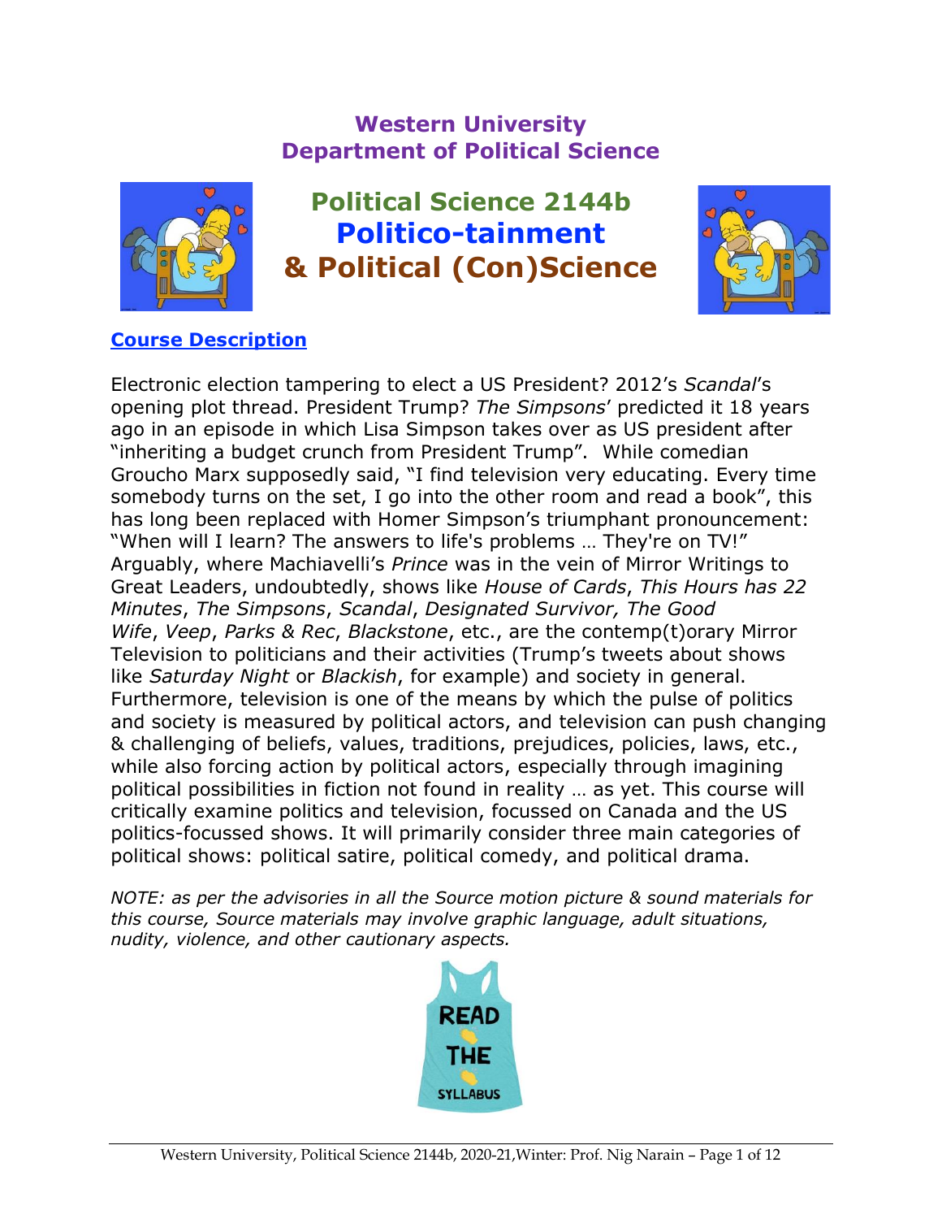# Western University
# Department of Political Science

## Political Science 2144b
## Politico-tainment
## & Political (Con)Science

### Course Description

Electronic election tampering to elect a US President? 2012's *Scandal*'s opening plot thread. President Trump? *The Simpsons*' predicted it 18 years ago in an episode in which Lisa Simpson takes over as US president after "inheriting a budget crunch from President Trump". While comedian Groucho Marx supposedly said, "I find television very educating. Every time somebody turns on the set, I go into the other room and read a book", this has long been replaced with Homer Simpson's triumphant pronouncement: "When will I learn? The answers to life's problems … They're on TV!" Arguably, where Machiavelli's *Prince* was in the vein of Mirror Writings to Great Leaders, undoubtedly, shows like *House of Cards*, *This Hours has 22 Minutes*, *The Simpsons*, *Scandal*, *Designated Survivor, The Good Wife*, *Veep*, *Parks & Rec*, *Blackstone*, etc., are the contemp(t)orary Mirror Television to politicians and their activities (Trump's tweets about shows like *Saturday Night* or *Blackish*, for example) and society in general. Furthermore, television is one of the means by which the pulse of politics and society is measured by political actors, and television can push changing & challenging of beliefs, values, traditions, prejudices, policies, laws, etc., while also forcing action by political actors, especially through imagining political possibilities in fiction not found in reality … as yet. This course will critically examine politics and television, focussed on Canada and the US politics-focussed shows. It will primarily consider three main categories of political shows: political satire, political comedy, and political drama.

*NOTE: as per the advisories in all the Source motion picture & sound materials for this course, Source materials may involve graphic language, adult situations, nudity, violence, and other cautionary aspects.*

READ THE SYLLABUS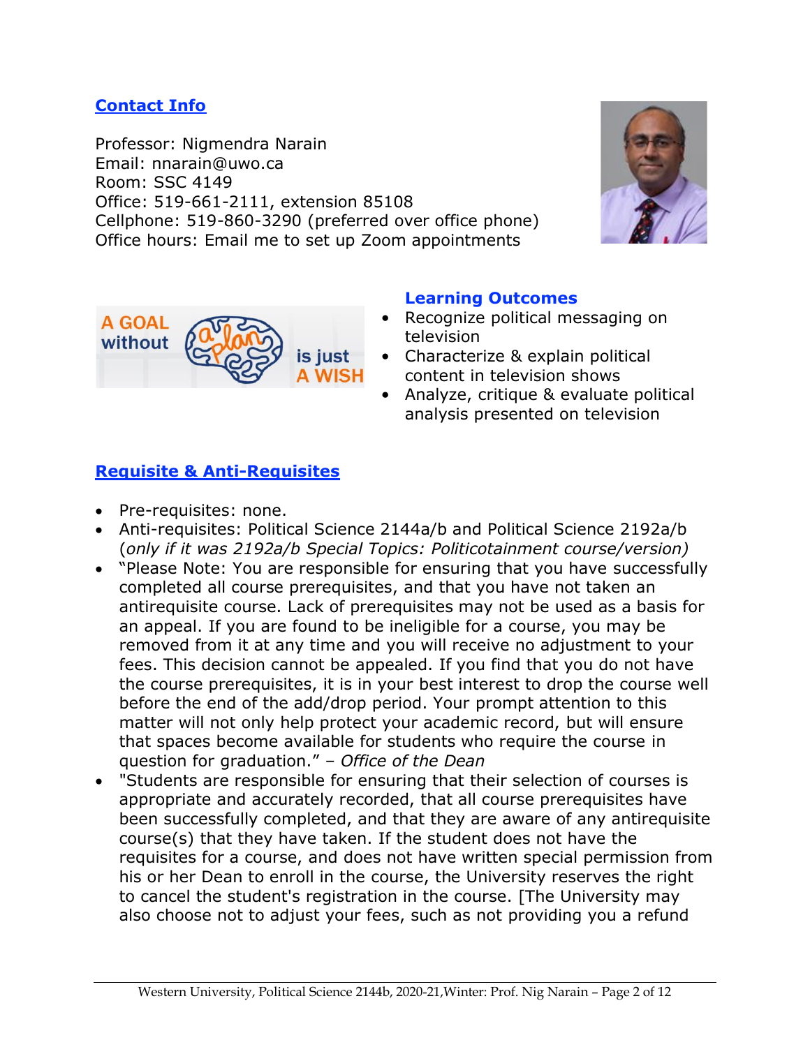## Contact Info

Professor: Nigmendra Narain
Email: nnarain@uwo.ca
Room: SSC 4149
Office: 519-661-2111, extension 85108
Cellphone: 519-860-3290 (preferred over office phone)
Office hours: Email me to set up Zoom appointments

## Learning Outcomes

- Recognize political messaging on television
- Characterize & explain political content in television shows
- Analyze, critique & evaluate political analysis presented on television

## Requisite & Anti-Requisites

- Pre-requisites: none.
- Anti-requisites: Political Science 2144a/b and Political Science 2192a/b (*only if it was 2192a/b Special Topics: Politicotainment course/version)*
- "Please Note: You are responsible for ensuring that you have successfully completed all course prerequisites, and that you have not taken an antirequisite course. Lack of prerequisites may not be used as a basis for an appeal. If you are found to be ineligible for a course, you may be removed from it at any time and you will receive no adjustment to your fees. This decision cannot be appealed. If you find that you do not have the course prerequisites, it is in your best interest to drop the course well before the end of the add/drop period. Your prompt attention to this matter will not only help protect your academic record, but will ensure that spaces become available for students who require the course in question for graduation." – *Office of the Dean*
- "Students are responsible for ensuring that their selection of courses is appropriate and accurately recorded, that all course prerequisites have been successfully completed, and that they are aware of any antirequisite course(s) that they have taken. If the student does not have the requisites for a course, and does not have written special permission from his or her Dean to enroll in the course, the University reserves the right to cancel the student's registration in the course. [The University may also choose not to adjust your fees, such as not providing you a refund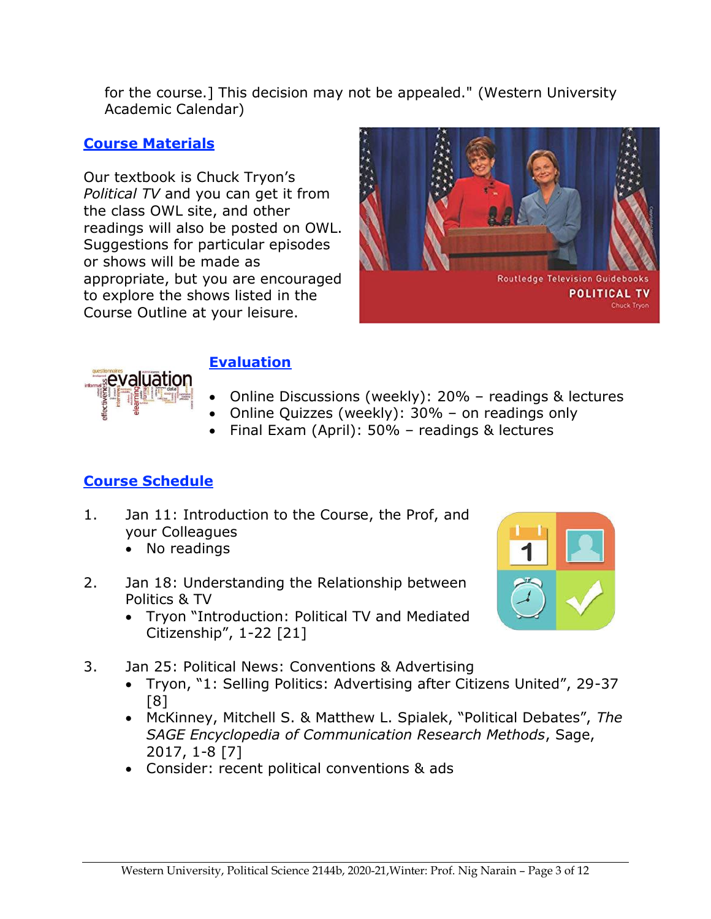for the course.] This decision may not be appealed." (Western University Academic Calendar)

## Course Materials

Our textbook is Chuck Tryon's *Political TV* and you can get it from the class OWL site, and other readings will also be posted on OWL. Suggestions for particular episodes or shows will be made as appropriate, but you are encouraged to explore the shows listed in the Course Outline at your leisure.

## Evaluation

- Online Discussions (weekly): 20% – readings & lectures
- Online Quizzes (weekly): 30% – on readings only
- Final Exam (April): 50% – readings & lectures

## Course Schedule

1. Jan 11: Introduction to the Course, the Prof, and your Colleagues
   - No readings

2. Jan 18: Understanding the Relationship between Politics & TV
   - Tryon "Introduction: Political TV and Mediated Citizenship", 1-22 [21]

3. Jan 25: Political News: Conventions & Advertising
   - Tryon, "1: Selling Politics: Advertising after Citizens United", 29-37 [8]
   - McKinney, Mitchell S. & Matthew L. Spialek, "Political Debates", *The SAGE Encyclopedia of Communication Research Methods*, Sage, 2017, 1-8 [7]
   - Consider: recent political conventions & ads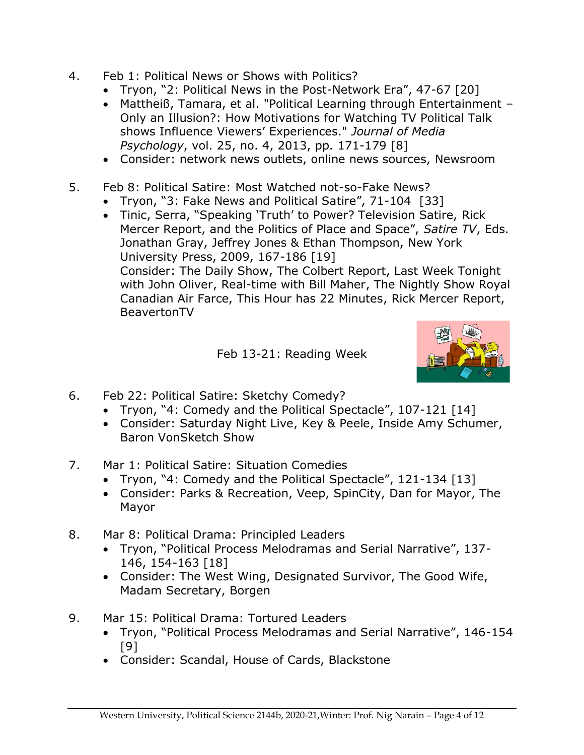4. Feb 1: Political News or Shows with Politics?
   - Tryon, "2: Political News in the Post-Network Era", 47-67 [20]
   - Mattheiß, Tamara, et al. "Political Learning through Entertainment – Only an Illusion?: How Motivations for Watching TV Political Talk shows Influence Viewers' Experiences." *Journal of Media Psychology*, vol. 25, no. 4, 2013, pp. 171-179 [8]
   - Consider: network news outlets, online news sources, Newsroom

5. Feb 8: Political Satire: Most Watched not-so-Fake News?
   - Tryon, "3: Fake News and Political Satire", 71-104 [33]
   - Tinic, Serra, "Speaking 'Truth' to Power? Television Satire, Rick Mercer Report, and the Politics of Place and Space", *Satire TV*, Eds. Jonathan Gray, Jeffrey Jones & Ethan Thompson, New York University Press, 2009, 167-186 [19]
     Consider: The Daily Show, The Colbert Report, Last Week Tonight with John Oliver, Real-time with Bill Maher, The Nightly Show Royal Canadian Air Farce, This Hour has 22 Minutes, Rick Mercer Report, BeavertonTV

Feb 13-21: Reading Week

6. Feb 22: Political Satire: Sketchy Comedy?
   - Tryon, "4: Comedy and the Political Spectacle", 107-121 [14]
   - Consider: Saturday Night Live, Key & Peele, Inside Amy Schumer, Baron VonSketch Show

7. Mar 1: Political Satire: Situation Comedies
   - Tryon, "4: Comedy and the Political Spectacle", 121-134 [13]
   - Consider: Parks & Recreation, Veep, SpinCity, Dan for Mayor, The Mayor

8. Mar 8: Political Drama: Principled Leaders
   - Tryon, "Political Process Melodramas and Serial Narrative", 137-146, 154-163 [18]
   - Consider: The West Wing, Designated Survivor, The Good Wife, Madam Secretary, Borgen

9. Mar 15: Political Drama: Tortured Leaders
   - Tryon, "Political Process Melodramas and Serial Narrative", 146-154 [9]
   - Consider: Scandal, House of Cards, Blackstone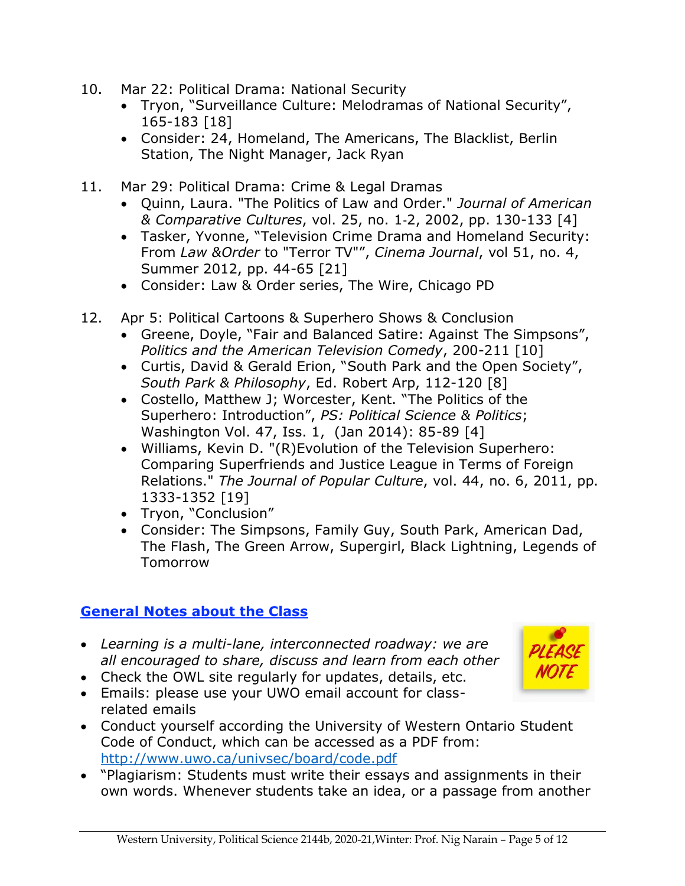10. Mar 22: Political Drama: National Security
    - Tryon, "Surveillance Culture: Melodramas of National Security", 165-183 [18]
    - Consider: 24, Homeland, The Americans, The Blacklist, Berlin Station, The Night Manager, Jack Ryan

11. Mar 29: Political Drama: Crime & Legal Dramas
    - Quinn, Laura. "The Politics of Law and Order." *Journal of American & Comparative Cultures*, vol. 25, no. 1-2, 2002, pp. 130-133 [4]
    - Tasker, Yvonne, "Television Crime Drama and Homeland Security: From *Law &Order* to "Terror TV"", *Cinema Journal*, vol 51, no. 4, Summer 2012, pp. 44-65 [21]
    - Consider: Law & Order series, The Wire, Chicago PD

12. Apr 5: Political Cartoons & Superhero Shows & Conclusion
    - Greene, Doyle, "Fair and Balanced Satire: Against The Simpsons", *Politics and the American Television Comedy*, 200-211 [10]
    - Curtis, David & Gerald Erion, "South Park and the Open Society", *South Park & Philosophy*, Ed. Robert Arp, 112-120 [8]
    - Costello, Matthew J; Worcester, Kent. "The Politics of the Superhero: Introduction", *PS: Political Science & Politics*; Washington Vol. 47, Iss. 1, (Jan 2014): 85-89 [4]
    - Williams, Kevin D. "(R)Evolution of the Television Superhero: Comparing Superfriends and Justice League in Terms of Foreign Relations." *The Journal of Popular Culture*, vol. 44, no. 6, 2011, pp. 1333-1352 [19]
    - Tryon, "Conclusion"
    - Consider: The Simpsons, Family Guy, South Park, American Dad, The Flash, The Green Arrow, Supergirl, Black Lightning, Legends of Tomorrow

## General Notes about the Class

PLEASE NOTE

- *Learning is a multi-lane, interconnected roadway: we are all encouraged to share, discuss and learn from each other*
- Check the OWL site regularly for updates, details, etc.
- Emails: please use your UWO email account for class-related emails
- Conduct yourself according the University of Western Ontario Student Code of Conduct, which can be accessed as a PDF from: http://www.uwo.ca/univsec/board/code.pdf
- "Plagiarism: Students must write their essays and assignments in their own words. Whenever students take an idea, or a passage from another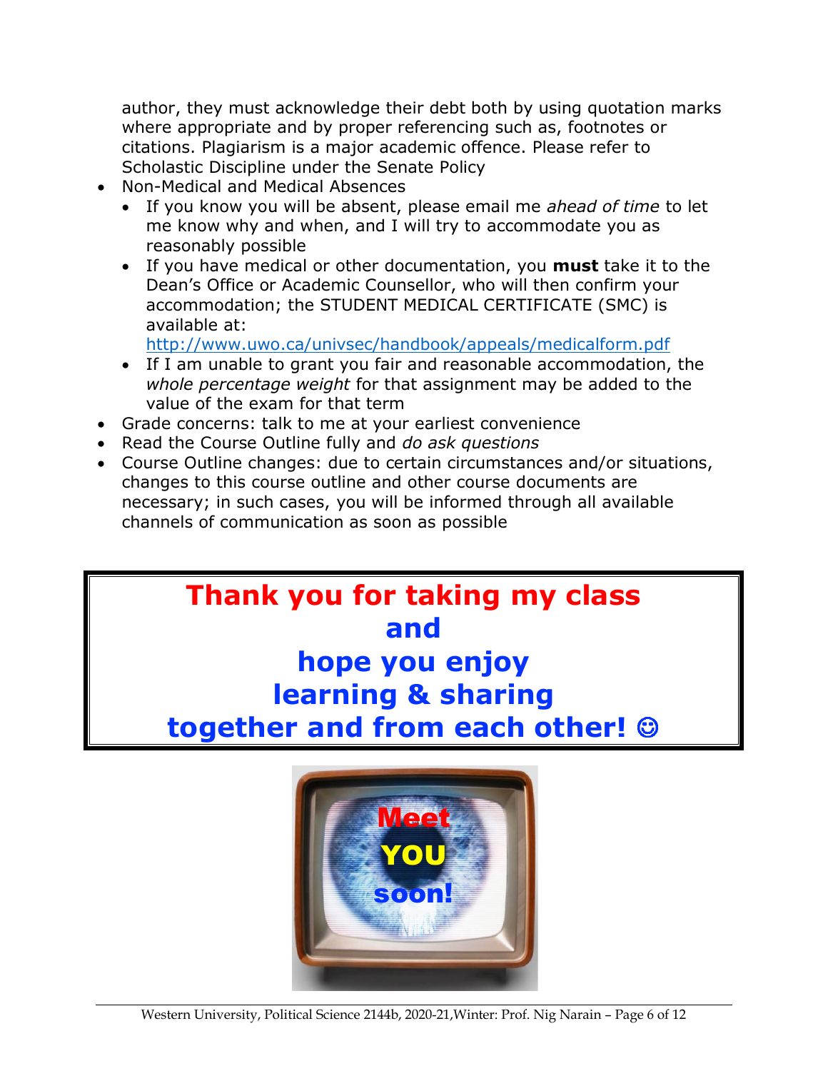author, they must acknowledge their debt both by using quotation marks where appropriate and by proper referencing such as, footnotes or citations. Plagiarism is a major academic offence. Please refer to Scholastic Discipline under the Senate Policy

- Non-Medical and Medical Absences
  - If you know you will be absent, please email me *ahead of time* to let me know why and when, and I will try to accommodate you as reasonably possible
  - If you have medical or other documentation, you **must** take it to the Dean's Office or Academic Counsellor, who will then confirm your accommodation; the STUDENT MEDICAL CERTIFICATE (SMC) is available at: http://www.uwo.ca/univsec/handbook/appeals/medicalform.pdf
  - If I am unable to grant you fair and reasonable accommodation, the *whole percentage weight* for that assignment may be added to the value of the exam for that term
- Grade concerns: talk to me at your earliest convenience
- Read the Course Outline fully and *do ask questions*
- Course Outline changes: due to certain circumstances and/or situations, changes to this course outline and other course documents are necessary; in such cases, you will be informed through all available channels of communication as soon as possible

**Thank you for taking my class and hope you enjoy learning & sharing together and from each other! ☺**

Meet YOU soon!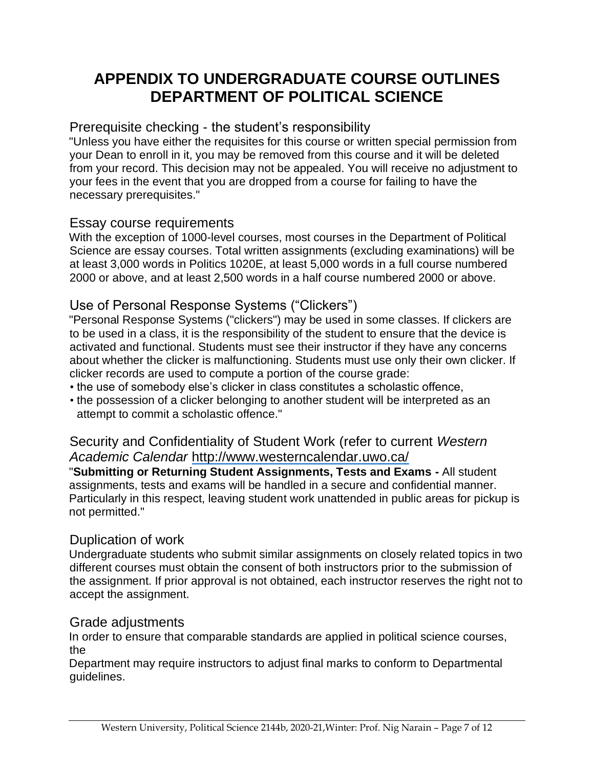# APPENDIX TO UNDERGRADUATE COURSE OUTLINES DEPARTMENT OF POLITICAL SCIENCE

## Prerequisite checking - the student's responsibility

"Unless you have either the requisites for this course or written special permission from your Dean to enroll in it, you may be removed from this course and it will be deleted from your record. This decision may not be appealed. You will receive no adjustment to your fees in the event that you are dropped from a course for failing to have the necessary prerequisites."

## Essay course requirements

With the exception of 1000-level courses, most courses in the Department of Political Science are essay courses. Total written assignments (excluding examinations) will be at least 3,000 words in Politics 1020E, at least 5,000 words in a full course numbered 2000 or above, and at least 2,500 words in a half course numbered 2000 or above.

## Use of Personal Response Systems ("Clickers")

"Personal Response Systems ("clickers") may be used in some classes. If clickers are to be used in a class, it is the responsibility of the student to ensure that the device is activated and functional. Students must see their instructor if they have any concerns about whether the clicker is malfunctioning. Students must use only their own clicker. If clicker records are used to compute a portion of the course grade:

- the use of somebody else's clicker in class constitutes a scholastic offence,
- the possession of a clicker belonging to another student will be interpreted as an attempt to commit a scholastic offence."

## Security and Confidentiality of Student Work (refer to current *Western Academic Calendar* http://www.westerncalendar.uwo.ca/

"**Submitting or Returning Student Assignments, Tests and Exams -** All student assignments, tests and exams will be handled in a secure and confidential manner. Particularly in this respect, leaving student work unattended in public areas for pickup is not permitted."

## Duplication of work

Undergraduate students who submit similar assignments on closely related topics in two different courses must obtain the consent of both instructors prior to the submission of the assignment. If prior approval is not obtained, each instructor reserves the right not to accept the assignment.

## Grade adjustments

In order to ensure that comparable standards are applied in political science courses, the

Department may require instructors to adjust final marks to conform to Departmental guidelines.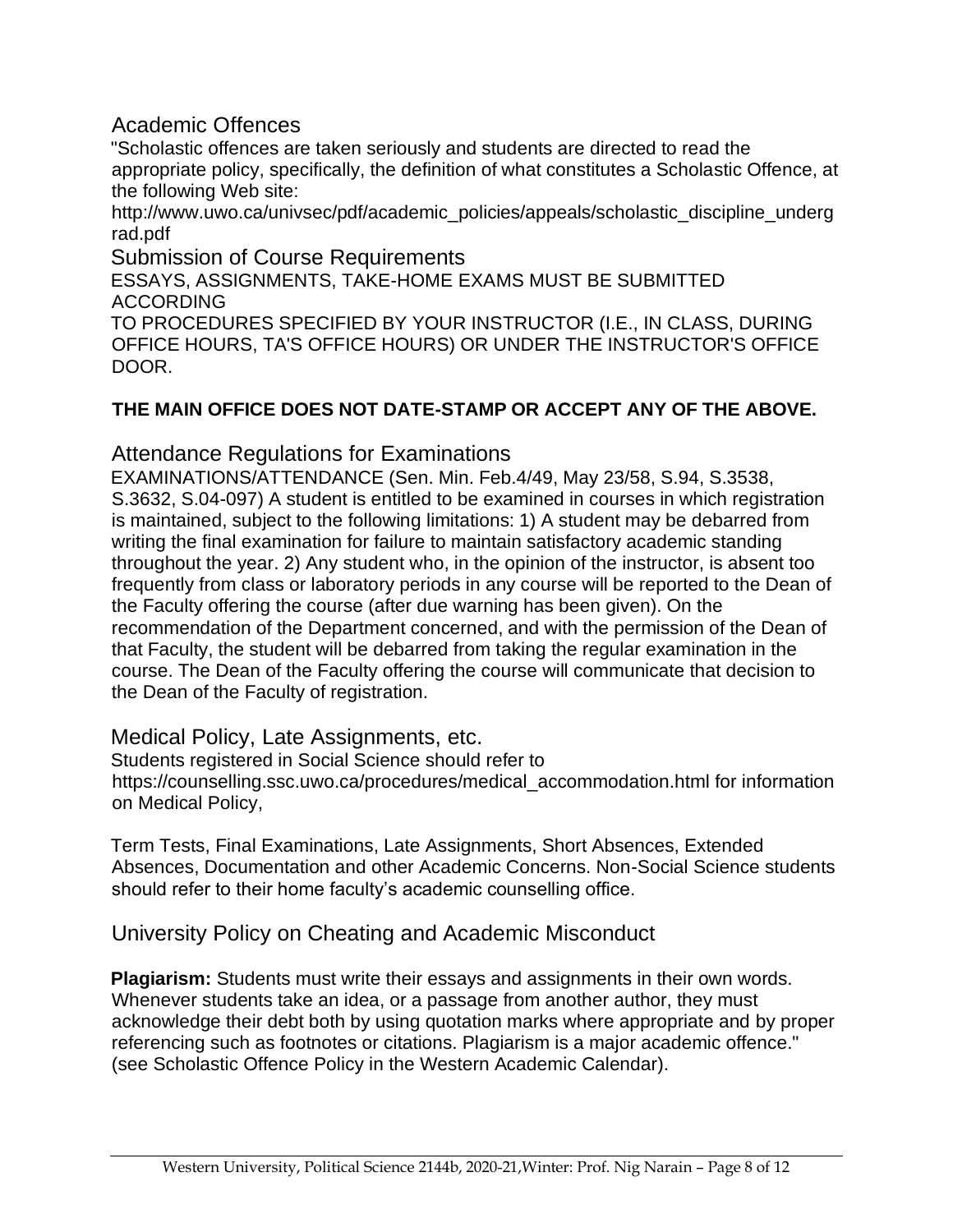## Academic Offences

"Scholastic offences are taken seriously and students are directed to read the appropriate policy, specifically, the definition of what constitutes a Scholastic Offence, at the following Web site:
http://www.uwo.ca/univsec/pdf/academic_policies/appeals/scholastic_discipline_undergrad.pdf

## Submission of Course Requirements

ESSAYS, ASSIGNMENTS, TAKE-HOME EXAMS MUST BE SUBMITTED ACCORDING
TO PROCEDURES SPECIFIED BY YOUR INSTRUCTOR (I.E., IN CLASS, DURING OFFICE HOURS, TA'S OFFICE HOURS) OR UNDER THE INSTRUCTOR'S OFFICE DOOR.

**THE MAIN OFFICE DOES NOT DATE-STAMP OR ACCEPT ANY OF THE ABOVE.**

## Attendance Regulations for Examinations

EXAMINATIONS/ATTENDANCE (Sen. Min. Feb.4/49, May 23/58, S.94, S.3538, S.3632, S.04-097) A student is entitled to be examined in courses in which registration is maintained, subject to the following limitations: 1) A student may be debarred from writing the final examination for failure to maintain satisfactory academic standing throughout the year. 2) Any student who, in the opinion of the instructor, is absent too frequently from class or laboratory periods in any course will be reported to the Dean of the Faculty offering the course (after due warning has been given). On the recommendation of the Department concerned, and with the permission of the Dean of that Faculty, the student will be debarred from taking the regular examination in the course. The Dean of the Faculty offering the course will communicate that decision to the Dean of the Faculty of registration.

## Medical Policy, Late Assignments, etc.

Students registered in Social Science should refer to https://counselling.ssc.uwo.ca/procedures/medical_accommodation.html for information on Medical Policy,

Term Tests, Final Examinations, Late Assignments, Short Absences, Extended Absences, Documentation and other Academic Concerns. Non-Social Science students should refer to their home faculty's academic counselling office.

## University Policy on Cheating and Academic Misconduct

**Plagiarism:** Students must write their essays and assignments in their own words. Whenever students take an idea, or a passage from another author, they must acknowledge their debt both by using quotation marks where appropriate and by proper referencing such as footnotes or citations. Plagiarism is a major academic offence." (see Scholastic Offence Policy in the Western Academic Calendar).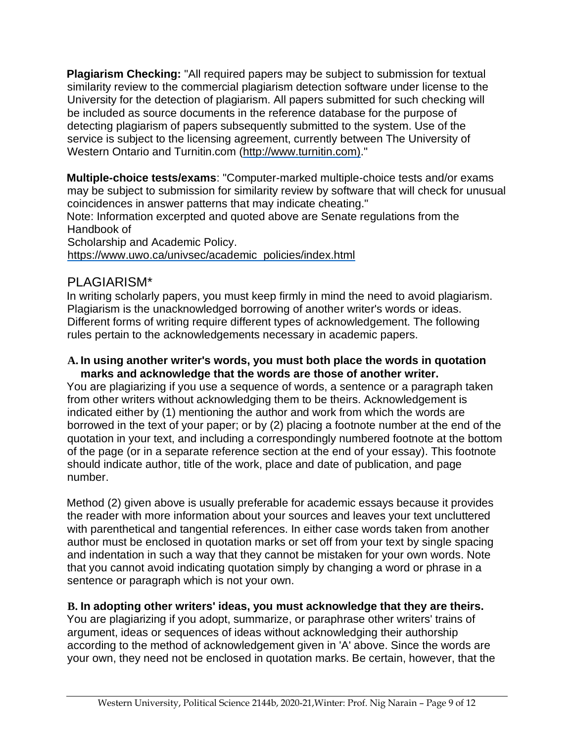**Plagiarism Checking:** "All required papers may be subject to submission for textual similarity review to the commercial plagiarism detection software under license to the University for the detection of plagiarism. All papers submitted for such checking will be included as source documents in the reference database for the purpose of detecting plagiarism of papers subsequently submitted to the system. Use of the service is subject to the licensing agreement, currently between The University of Western Ontario and Turnitin.com (http://www.turnitin.com)."

**Multiple-choice tests/exams**: "Computer-marked multiple-choice tests and/or exams may be subject to submission for similarity review by software that will check for unusual coincidences in answer patterns that may indicate cheating."

Note: Information excerpted and quoted above are Senate regulations from the Handbook of Scholarship and Academic Policy.
https://www.uwo.ca/univsec/academic_policies/index.html

## PLAGIARISM*

In writing scholarly papers, you must keep firmly in mind the need to avoid plagiarism. Plagiarism is the unacknowledged borrowing of another writer's words or ideas. Different forms of writing require different types of acknowledgement. The following rules pertain to the acknowledgements necessary in academic papers.

**A. In using another writer's words, you must both place the words in quotation marks and acknowledge that the words are those of another writer.**

You are plagiarizing if you use a sequence of words, a sentence or a paragraph taken from other writers without acknowledging them to be theirs. Acknowledgement is indicated either by (1) mentioning the author and work from which the words are borrowed in the text of your paper; or by (2) placing a footnote number at the end of the quotation in your text, and including a correspondingly numbered footnote at the bottom of the page (or in a separate reference section at the end of your essay). This footnote should indicate author, title of the work, place and date of publication, and page number.

Method (2) given above is usually preferable for academic essays because it provides the reader with more information about your sources and leaves your text uncluttered with parenthetical and tangential references. In either case words taken from another author must be enclosed in quotation marks or set off from your text by single spacing and indentation in such a way that they cannot be mistaken for your own words. Note that you cannot avoid indicating quotation simply by changing a word or phrase in a sentence or paragraph which is not your own.

**B. In adopting other writers' ideas, you must acknowledge that they are theirs.**

You are plagiarizing if you adopt, summarize, or paraphrase other writers' trains of argument, ideas or sequences of ideas without acknowledging their authorship according to the method of acknowledgement given in 'A' above. Since the words are your own, they need not be enclosed in quotation marks. Be certain, however, that the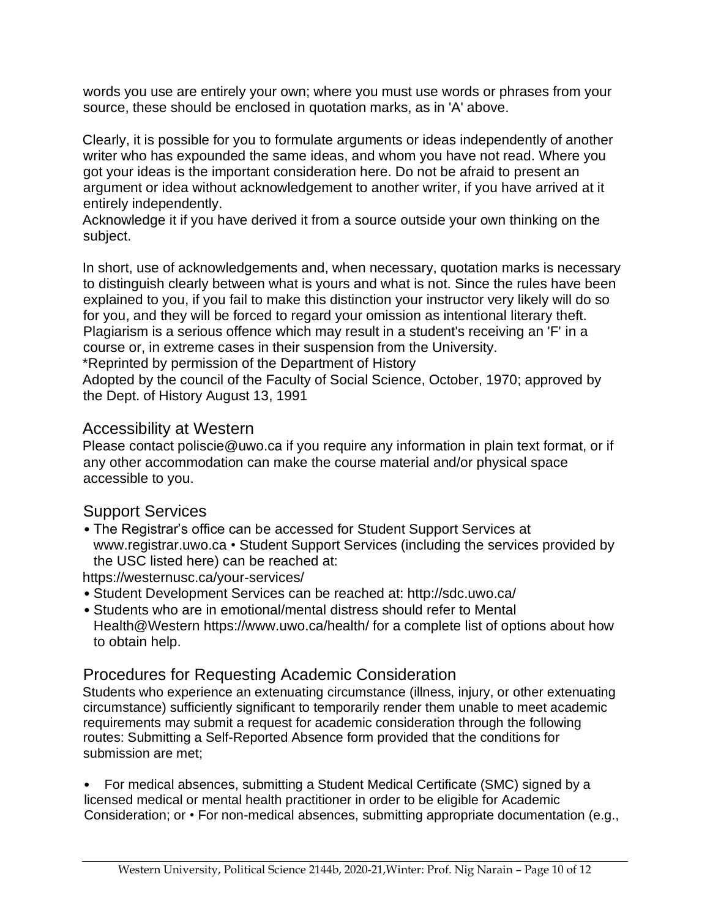words you use are entirely your own; where you must use words or phrases from your source, these should be enclosed in quotation marks, as in 'A' above.

Clearly, it is possible for you to formulate arguments or ideas independently of another writer who has expounded the same ideas, and whom you have not read. Where you got your ideas is the important consideration here. Do not be afraid to present an argument or idea without acknowledgement to another writer, if you have arrived at it entirely independently.
Acknowledge it if you have derived it from a source outside your own thinking on the subject.

In short, use of acknowledgements and, when necessary, quotation marks is necessary to distinguish clearly between what is yours and what is not. Since the rules have been explained to you, if you fail to make this distinction your instructor very likely will do so for you, and they will be forced to regard your omission as intentional literary theft. Plagiarism is a serious offence which may result in a student's receiving an 'F' in a course or, in extreme cases in their suspension from the University.
*Reprinted by permission of the Department of History
Adopted by the council of the Faculty of Social Science, October, 1970; approved by the Dept. of History August 13, 1991

## Accessibility at Western

Please contact poliscie@uwo.ca if you require any information in plain text format, or if any other accommodation can make the course material and/or physical space accessible to you.

## Support Services

- The Registrar's office can be accessed for Student Support Services at www.registrar.uwo.ca • Student Support Services (including the services provided by the USC listed here) can be reached at:
https://westernusc.ca/your-services/
- Student Development Services can be reached at: http://sdc.uwo.ca/
- Students who are in emotional/mental distress should refer to Mental Health@Western https://www.uwo.ca/health/ for a complete list of options about how to obtain help.

## Procedures for Requesting Academic Consideration

Students who experience an extenuating circumstance (illness, injury, or other extenuating circumstance) sufficiently significant to temporarily render them unable to meet academic requirements may submit a request for academic consideration through the following routes: Submitting a Self-Reported Absence form provided that the conditions for submission are met;

- For medical absences, submitting a Student Medical Certificate (SMC) signed by a licensed medical or mental health practitioner in order to be eligible for Academic Consideration; or • For non-medical absences, submitting appropriate documentation (e.g.,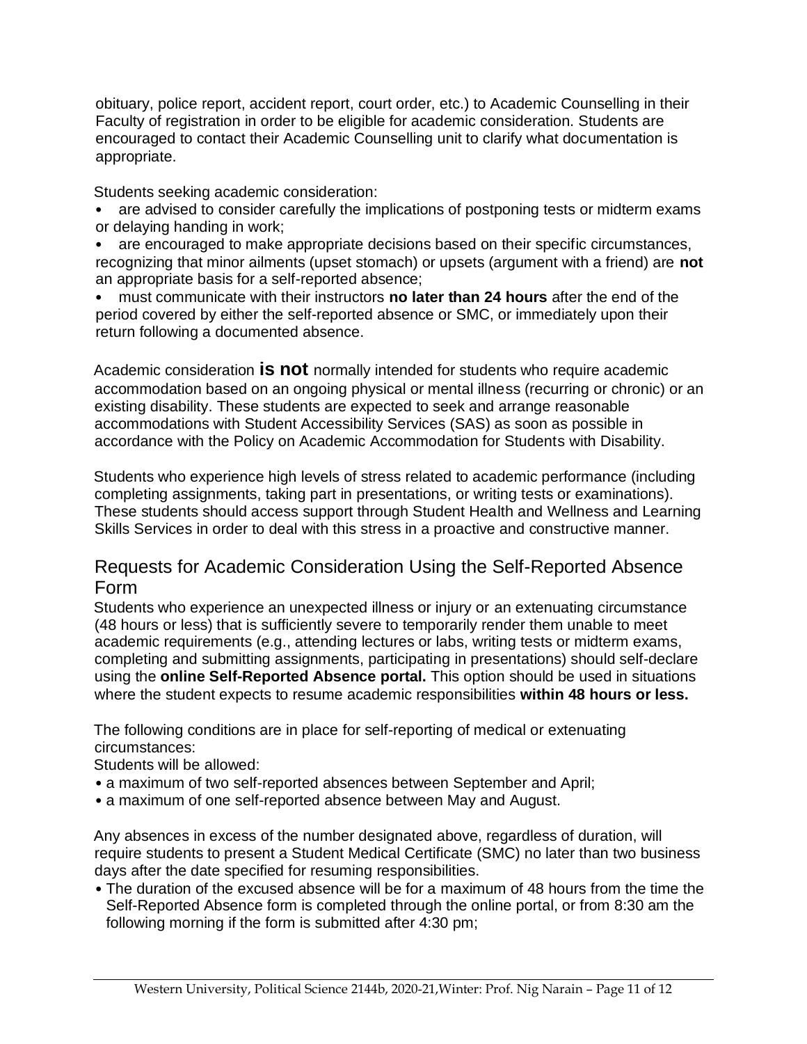obituary, police report, accident report, court order, etc.) to Academic Counselling in their Faculty of registration in order to be eligible for academic consideration. Students are encouraged to contact their Academic Counselling unit to clarify what documentation is appropriate.

Students seeking academic consideration:

- are advised to consider carefully the implications of postponing tests or midterm exams or delaying handing in work;
- are encouraged to make appropriate decisions based on their specific circumstances, recognizing that minor ailments (upset stomach) or upsets (argument with a friend) are **not** an appropriate basis for a self-reported absence;
- must communicate with their instructors **no later than 24 hours** after the end of the period covered by either the self-reported absence or SMC, or immediately upon their return following a documented absence.

Academic consideration **is not** normally intended for students who require academic accommodation based on an ongoing physical or mental illness (recurring or chronic) or an existing disability. These students are expected to seek and arrange reasonable accommodations with Student Accessibility Services (SAS) as soon as possible in accordance with the Policy on Academic Accommodation for Students with Disability.

Students who experience high levels of stress related to academic performance (including completing assignments, taking part in presentations, or writing tests or examinations). These students should access support through Student Health and Wellness and Learning Skills Services in order to deal with this stress in a proactive and constructive manner.

## Requests for Academic Consideration Using the Self-Reported Absence Form

Students who experience an unexpected illness or injury or an extenuating circumstance (48 hours or less) that is sufficiently severe to temporarily render them unable to meet academic requirements (e.g., attending lectures or labs, writing tests or midterm exams, completing and submitting assignments, participating in presentations) should self-declare using the **online Self-Reported Absence portal.** This option should be used in situations where the student expects to resume academic responsibilities **within 48 hours or less.**

The following conditions are in place for self-reporting of medical or extenuating circumstances:

Students will be allowed:

- a maximum of two self-reported absences between September and April;
- a maximum of one self-reported absence between May and August.

Any absences in excess of the number designated above, regardless of duration, will require students to present a Student Medical Certificate (SMC) no later than two business days after the date specified for resuming responsibilities.

- The duration of the excused absence will be for a maximum of 48 hours from the time the Self-Reported Absence form is completed through the online portal, or from 8:30 am the following morning if the form is submitted after 4:30 pm;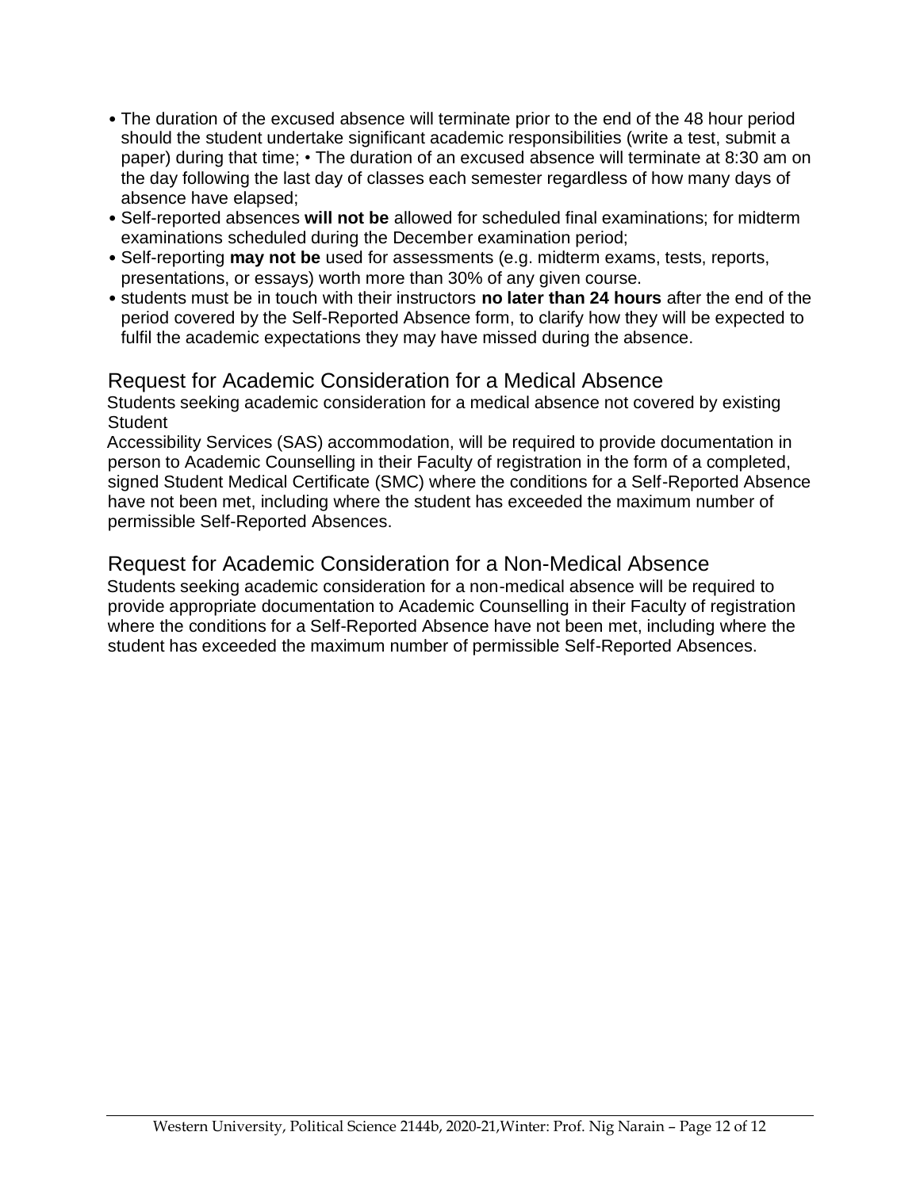- The duration of the excused absence will terminate prior to the end of the 48 hour period should the student undertake significant academic responsibilities (write a test, submit a paper) during that time; • The duration of an excused absence will terminate at 8:30 am on the day following the last day of classes each semester regardless of how many days of absence have elapsed;
- Self-reported absences **will not be** allowed for scheduled final examinations; for midterm examinations scheduled during the December examination period;
- Self-reporting **may not be** used for assessments (e.g. midterm exams, tests, reports, presentations, or essays) worth more than 30% of any given course.
- students must be in touch with their instructors **no later than 24 hours** after the end of the period covered by the Self-Reported Absence form, to clarify how they will be expected to fulfil the academic expectations they may have missed during the absence.

## Request for Academic Consideration for a Medical Absence

Students seeking academic consideration for a medical absence not covered by existing Student Accessibility Services (SAS) accommodation, will be required to provide documentation in person to Academic Counselling in their Faculty of registration in the form of a completed, signed Student Medical Certificate (SMC) where the conditions for a Self-Reported Absence have not been met, including where the student has exceeded the maximum number of permissible Self-Reported Absences.

## Request for Academic Consideration for a Non-Medical Absence

Students seeking academic consideration for a non-medical absence will be required to provide appropriate documentation to Academic Counselling in their Faculty of registration where the conditions for a Self-Reported Absence have not been met, including where the student has exceeded the maximum number of permissible Self-Reported Absences.